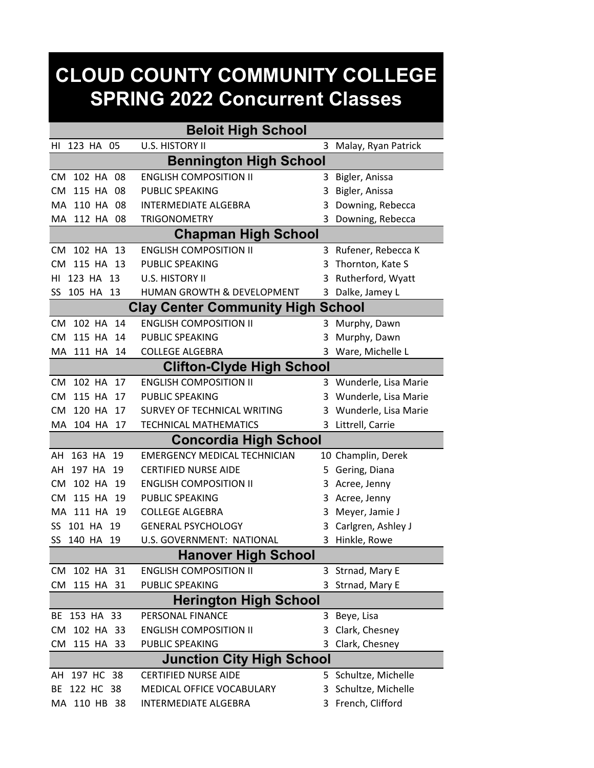# CLOUD COUNTY COMMUNITY COLLEGE
# SPRING 2022 Concurrent Classes

## Beloit High School

| Course | Title | Credits | Instructor |
|---|---|---|---|
| HI 123 HA 05 | U.S. HISTORY II | 3 | Malay, Ryan Patrick |

## Bennington High School

| Course | Title | Credits | Instructor |
|---|---|---|---|
| CM 102 HA 08 | ENGLISH COMPOSITION II | 3 | Bigler, Anissa |
| CM 115 HA 08 | PUBLIC SPEAKING | 3 | Bigler, Anissa |
| MA 110 HA 08 | INTERMEDIATE ALGEBRA | 3 | Downing, Rebecca |
| MA 112 HA 08 | TRIGONOMETRY | 3 | Downing, Rebecca |

## Chapman High School

| Course | Title | Credits | Instructor |
|---|---|---|---|
| CM 102 HA 13 | ENGLISH COMPOSITION II | 3 | Rufener, Rebecca K |
| CM 115 HA 13 | PUBLIC SPEAKING | 3 | Thornton, Kate S |
| HI 123 HA 13 | U.S. HISTORY II | 3 | Rutherford, Wyatt |
| SS 105 HA 13 | HUMAN GROWTH & DEVELOPMENT | 3 | Dalke, Jamey L |

## Clay Center Community High School

| Course | Title | Credits | Instructor |
|---|---|---|---|
| CM 102 HA 14 | ENGLISH COMPOSITION II | 3 | Murphy, Dawn |
| CM 115 HA 14 | PUBLIC SPEAKING | 3 | Murphy, Dawn |
| MA 111 HA 14 | COLLEGE ALGEBRA | 3 | Ware, Michelle L |

## Clifton-Clyde High School

| Course | Title | Credits | Instructor |
|---|---|---|---|
| CM 102 HA 17 | ENGLISH COMPOSITION II | 3 | Wunderle, Lisa Marie |
| CM 115 HA 17 | PUBLIC SPEAKING | 3 | Wunderle, Lisa Marie |
| CM 120 HA 17 | SURVEY OF TECHNICAL WRITING | 3 | Wunderle, Lisa Marie |
| MA 104 HA 17 | TECHNICAL MATHEMATICS | 3 | Littrell, Carrie |

## Concordia High School

| Course | Title | Credits | Instructor |
|---|---|---|---|
| AH 163 HA 19 | EMERGENCY MEDICAL TECHNICIAN | 10 | Champlin, Derek |
| AH 197 HA 19 | CERTIFIED NURSE AIDE | 5 | Gering, Diana |
| CM 102 HA 19 | ENGLISH COMPOSITION II | 3 | Acree, Jenny |
| CM 115 HA 19 | PUBLIC SPEAKING | 3 | Acree, Jenny |
| MA 111 HA 19 | COLLEGE ALGEBRA | 3 | Meyer, Jamie J |
| SS 101 HA 19 | GENERAL PSYCHOLOGY | 3 | Carlgren, Ashley J |
| SS 140 HA 19 | U.S. GOVERNMENT: NATIONAL | 3 | Hinkle, Rowe |

## Hanover High School

| Course | Title | Credits | Instructor |
|---|---|---|---|
| CM 102 HA 31 | ENGLISH COMPOSITION II | 3 | Strnad, Mary E |
| CM 115 HA 31 | PUBLIC SPEAKING | 3 | Strnad, Mary E |

## Herington High School

| Course | Title | Credits | Instructor |
|---|---|---|---|
| BE 153 HA 33 | PERSONAL FINANCE | 3 | Beye, Lisa |
| CM 102 HA 33 | ENGLISH COMPOSITION II | 3 | Clark, Chesney |
| CM 115 HA 33 | PUBLIC SPEAKING | 3 | Clark, Chesney |

## Junction City High School

| Course | Title | Credits | Instructor |
|---|---|---|---|
| AH 197 HC 38 | CERTIFIED NURSE AIDE | 5 | Schultze, Michelle |
| BE 122 HC 38 | MEDICAL OFFICE VOCABULARY | 3 | Schultze, Michelle |
| MA 110 HB 38 | INTERMEDIATE ALGEBRA | 3 | French, Clifford |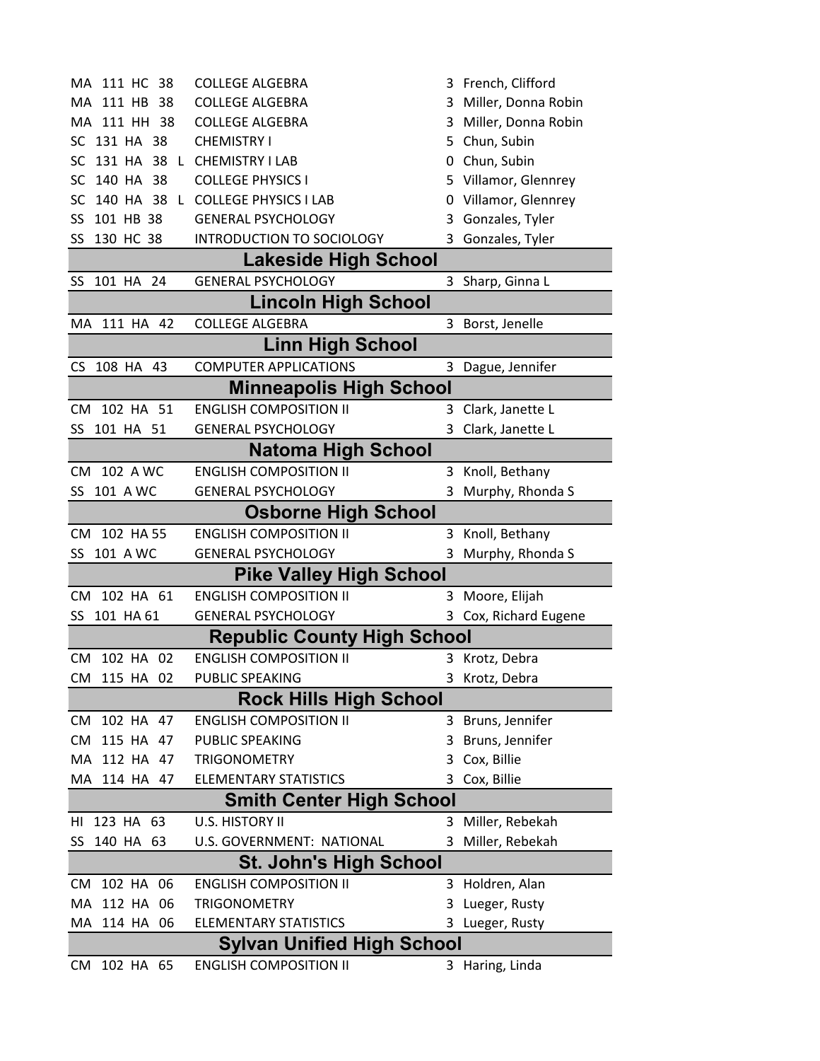| | | | |
|---|---|---|---|
| MA 111 HC 38 | COLLEGE ALGEBRA | 3 | French, Clifford |
| MA 111 HB 38 | COLLEGE ALGEBRA | 3 | Miller, Donna Robin |
| MA 111 HH 38 | COLLEGE ALGEBRA | 3 | Miller, Donna Robin |
| SC 131 HA 38 | CHEMISTRY I | 5 | Chun, Subin |
| SC 131 HA 38 L | CHEMISTRY I LAB | 0 | Chun, Subin |
| SC 140 HA 38 | COLLEGE PHYSICS I | 5 | Villamor, Glennrey |
| SC 140 HA 38 L | COLLEGE PHYSICS I LAB | 0 | Villamor, Glennrey |
| SS 101 HB 38 | GENERAL PSYCHOLOGY | 3 | Gonzales, Tyler |
| SS 130 HC 38 | INTRODUCTION TO SOCIOLOGY | 3 | Gonzales, Tyler |
| **Lakeside High School** | | | |
| SS 101 HA 24 | GENERAL PSYCHOLOGY | 3 | Sharp, Ginna L |
| **Lincoln High School** | | | |
| MA 111 HA 42 | COLLEGE ALGEBRA | 3 | Borst, Jenelle |
| **Linn High School** | | | |
| CS 108 HA 43 | COMPUTER APPLICATIONS | 3 | Dague, Jennifer |
| **Minneapolis High School** | | | |
| CM 102 HA 51 | ENGLISH COMPOSITION II | 3 | Clark, Janette L |
| SS 101 HA 51 | GENERAL PSYCHOLOGY | 3 | Clark, Janette L |
| **Natoma High School** | | | |
| CM 102 A WC | ENGLISH COMPOSITION II | 3 | Knoll, Bethany |
| SS 101 A WC | GENERAL PSYCHOLOGY | 3 | Murphy, Rhonda S |
| **Osborne High School** | | | |
| CM 102 HA 55 | ENGLISH COMPOSITION II | 3 | Knoll, Bethany |
| SS 101 A WC | GENERAL PSYCHOLOGY | 3 | Murphy, Rhonda S |
| **Pike Valley High School** | | | |
| CM 102 HA 61 | ENGLISH COMPOSITION II | 3 | Moore, Elijah |
| SS 101 HA 61 | GENERAL PSYCHOLOGY | 3 | Cox, Richard Eugene |
| **Republic County High School** | | | |
| CM 102 HA 02 | ENGLISH COMPOSITION II | 3 | Krotz, Debra |
| CM 115 HA 02 | PUBLIC SPEAKING | 3 | Krotz, Debra |
| **Rock Hills High School** | | | |
| CM 102 HA 47 | ENGLISH COMPOSITION II | 3 | Bruns, Jennifer |
| CM 115 HA 47 | PUBLIC SPEAKING | 3 | Bruns, Jennifer |
| MA 112 HA 47 | TRIGONOMETRY | 3 | Cox, Billie |
| MA 114 HA 47 | ELEMENTARY STATISTICS | 3 | Cox, Billie |
| **Smith Center High School** | | | |
| HI 123 HA 63 | U.S. HISTORY II | 3 | Miller, Rebekah |
| SS 140 HA 63 | U.S. GOVERNMENT: NATIONAL | 3 | Miller, Rebekah |
| **St. John's High School** | | | |
| CM 102 HA 06 | ENGLISH COMPOSITION II | 3 | Holdren, Alan |
| MA 112 HA 06 | TRIGONOMETRY | 3 | Lueger, Rusty |
| MA 114 HA 06 | ELEMENTARY STATISTICS | 3 | Lueger, Rusty |
| **Sylvan Unified High School** | | | |
| CM 102 HA 65 | ENGLISH COMPOSITION II | 3 | Haring, Linda |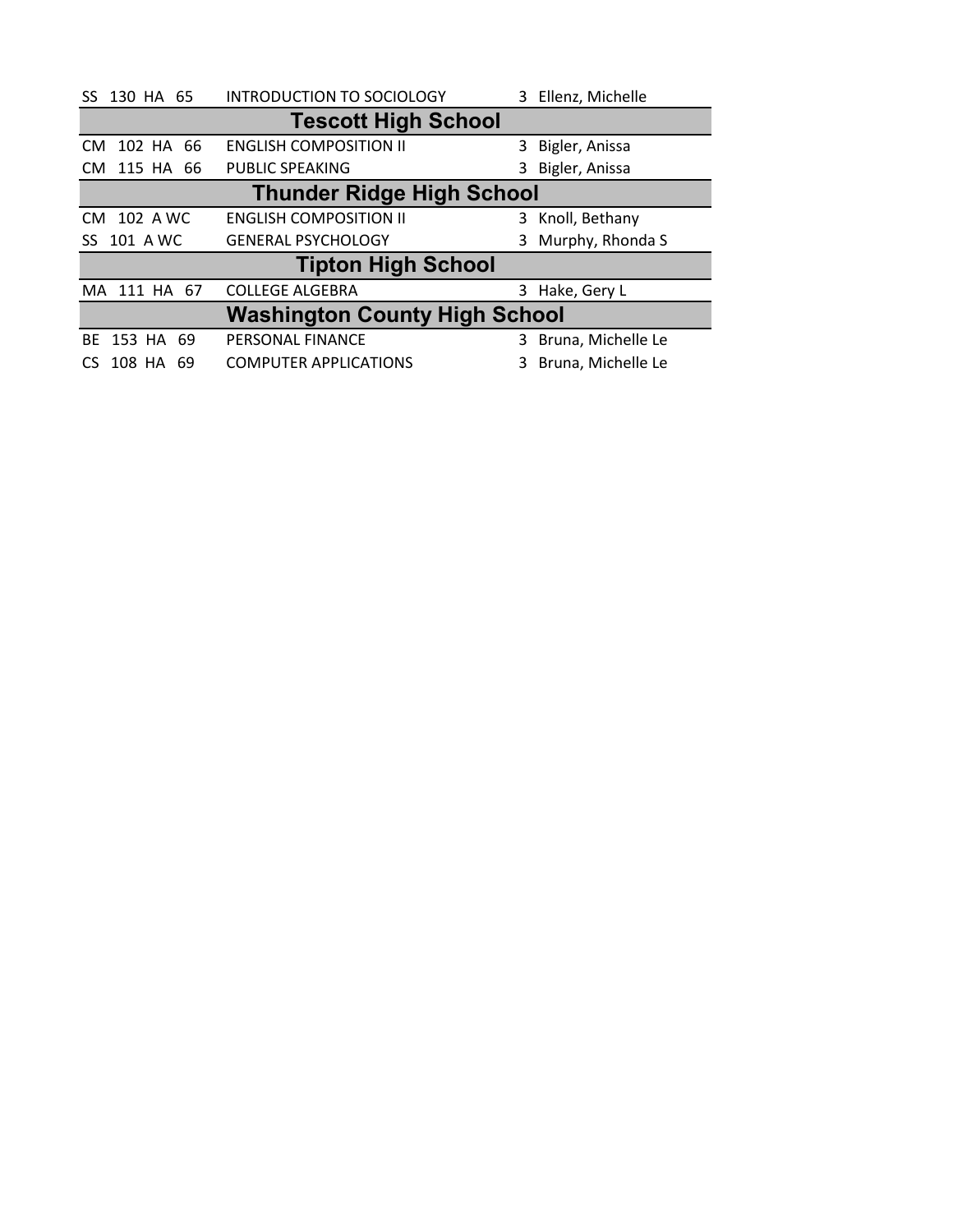| | | | |
|---|---|---|---|
| SS 130 HA 65 | INTRODUCTION TO SOCIOLOGY | 3 | Ellenz, Michelle |
| **Tescott High School** | | | |
| CM 102 HA 66 | ENGLISH COMPOSITION II | 3 | Bigler, Anissa |
| CM 115 HA 66 | PUBLIC SPEAKING | 3 | Bigler, Anissa |
| **Thunder Ridge High School** | | | |
| CM 102 A WC | ENGLISH COMPOSITION II | 3 | Knoll, Bethany |
| SS 101 A WC | GENERAL PSYCHOLOGY | 3 | Murphy, Rhonda S |
| **Tipton High School** | | | |
| MA 111 HA 67 | COLLEGE ALGEBRA | 3 | Hake, Gery L |
| **Washington County High School** | | | |
| BE 153 HA 69 | PERSONAL FINANCE | 3 | Bruna, Michelle Le |
| CS 108 HA 69 | COMPUTER APPLICATIONS | 3 | Bruna, Michelle Le |